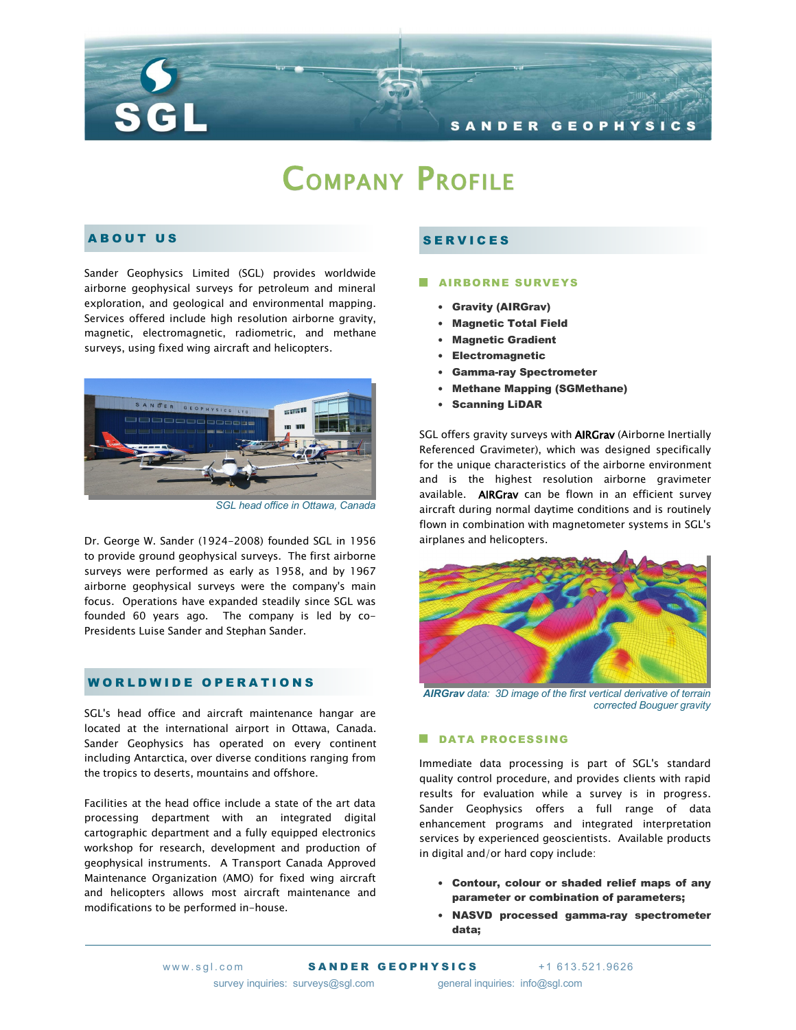# COMPANY PROFILE

## ABOUT US

Sander Geophysics Limited (SGL) provides worldwide airborne geophysical surveys for petroleum and mineral exploration, and geological and environmental mapping. Services offered include high resolution airborne gravity, magnetic, electromagnetic, radiometric, and methane surveys, using fixed wing aircraft and helicopters.

*SGL head office in Ottawa, Canada*

Dr. George W. Sander (1924-2008) founded SGL in 1956 to provide ground geophysical surveys. The first airborne surveys were performed as early as 1958, and by 1967 airborne geophysical surveys were the company's main focus. Operations have expanded steadily since SGL was founded 60 years ago. The company is led by co-Presidents Luise Sander and Stephan Sander.

## WORLDWIDE OPERATIONS

SGL's head office and aircraft maintenance hangar are located at the international airport in Ottawa, Canada. Sander Geophysics has operated on every continent including Antarctica, over diverse conditions ranging from the tropics to deserts, mountains and offshore.

Facilities at the head office include a state of the art data processing department with an integrated digital cartographic department and a fully equipped electronics workshop for research, development and production of geophysical instruments. A Transport Canada Approved Maintenance Organization (AMO) for fixed wing aircraft and helicopters allows most aircraft maintenance and modifications to be performed in-house.

## SERVICES

### AIRBORNE SURVEYS

- **Gravity (AIRGrav)**
- **Magnetic Total Field**
- **Magnetic Gradient**
- **Electromagnetic**
- **Gamma-ray Spectrometer**
- **Methane Mapping (SGMethane)**
- **Scanning LiDAR**

SGL offers gravity surveys with AIRGrav (Airborne Inertially Referenced Gravimeter), which was designed specifically for the unique characteristics of the airborne environment and is the highest resolution airborne gravimeter available. AIRGrav can be flown in an efficient survey aircraft during normal daytime conditions and is routinely flown in combination with magnetometer systems in SGL's airplanes and helicopters.

***AIRGrav** data: 3D image of the first vertical derivative of terrain corrected Bouguer gravity*

### DATA PROCESSING

Immediate data processing is part of SGL's standard quality control procedure, and provides clients with rapid results for evaluation while a survey is in progress. Sander Geophysics offers a full range of data enhancement programs and integrated interpretation services by experienced geoscientists. Available products in digital and/or hard copy include:

- **Contour, colour or shaded relief maps of any parameter or combination of parameters;**
- **NASVD processed gamma-ray spectrometer data;**

www.sgl.com **SANDER GEOPHYSICS** +1 613.521.9626
survey inquiries: surveys@sgl.com general inquiries: info@sgl.com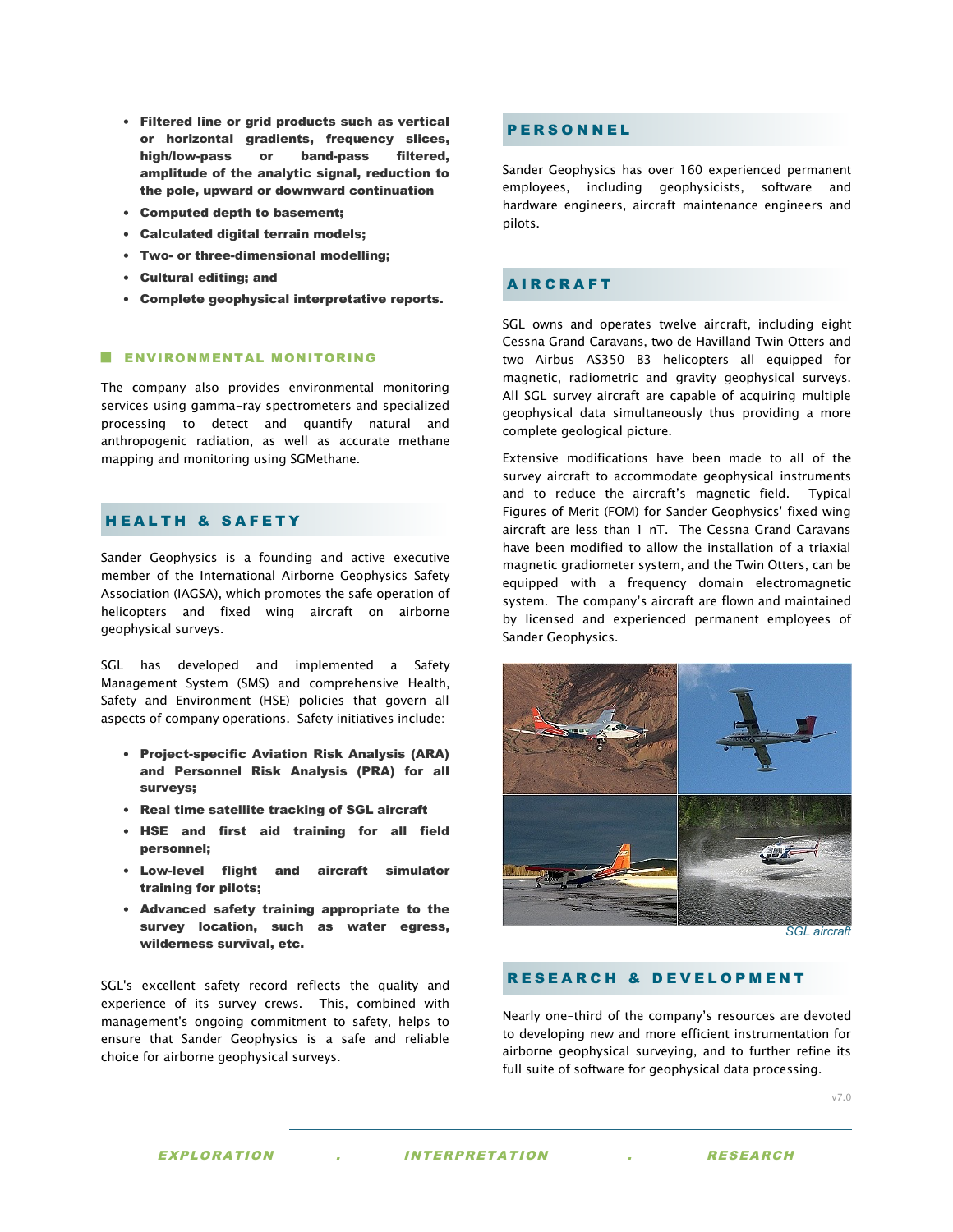- **Filtered line or grid products such as vertical or horizontal gradients, frequency slices, high/low-pass or band-pass filtered, amplitude of the analytic signal, reduction to the pole, upward or downward continuation**
- **Computed depth to basement;**
- **Calculated digital terrain models;**
- **Two- or three-dimensional modelling;**
- **Cultural editing; and**
- **Complete geophysical interpretative reports.**

### ENVIRONMENTAL MONITORING

The company also provides environmental monitoring services using gamma-ray spectrometers and specialized processing to detect and quantify natural and anthropogenic radiation, as well as accurate methane mapping and monitoring using SGMethane.

## HEALTH & SAFETY

Sander Geophysics is a founding and active executive member of the International Airborne Geophysics Safety Association (IAGSA), which promotes the safe operation of helicopters and fixed wing aircraft on airborne geophysical surveys.

SGL has developed and implemented a Safety Management System (SMS) and comprehensive Health, Safety and Environment (HSE) policies that govern all aspects of company operations. Safety initiatives include:

- **Project-specific Aviation Risk Analysis (ARA) and Personnel Risk Analysis (PRA) for all surveys;**
- **Real time satellite tracking of SGL aircraft**
- **HSE and first aid training for all field personnel;**
- **Low-level flight and aircraft simulator training for pilots;**
- **Advanced safety training appropriate to the survey location, such as water egress, wilderness survival, etc.**

SGL's excellent safety record reflects the quality and experience of its survey crews. This, combined with management's ongoing commitment to safety, helps to ensure that Sander Geophysics is a safe and reliable choice for airborne geophysical surveys.

## PERSONNEL

Sander Geophysics has over 160 experienced permanent employees, including geophysicists, software and hardware engineers, aircraft maintenance engineers and pilots.

## AIRCRAFT

SGL owns and operates twelve aircraft, including eight Cessna Grand Caravans, two de Havilland Twin Otters and two Airbus AS350 B3 helicopters all equipped for magnetic, radiometric and gravity geophysical surveys. All SGL survey aircraft are capable of acquiring multiple geophysical data simultaneously thus providing a more complete geological picture.

Extensive modifications have been made to all of the survey aircraft to accommodate geophysical instruments and to reduce the aircraft's magnetic field. Typical Figures of Merit (FOM) for Sander Geophysics' fixed wing aircraft are less than 1 nT. The Cessna Grand Caravans have been modified to allow the installation of a triaxial magnetic gradiometer system, and the Twin Otters, can be equipped with a frequency domain electromagnetic system. The company's aircraft are flown and maintained by licensed and experienced permanent employees of Sander Geophysics.

*SGL aircraft*

## RESEARCH & DEVELOPMENT

Nearly one-third of the company's resources are devoted to developing new and more efficient instrumentation for airborne geophysical surveying, and to further refine its full suite of software for geophysical data processing.

v7.0

EXPLORATION . INTERPRETATION . RESEARCH